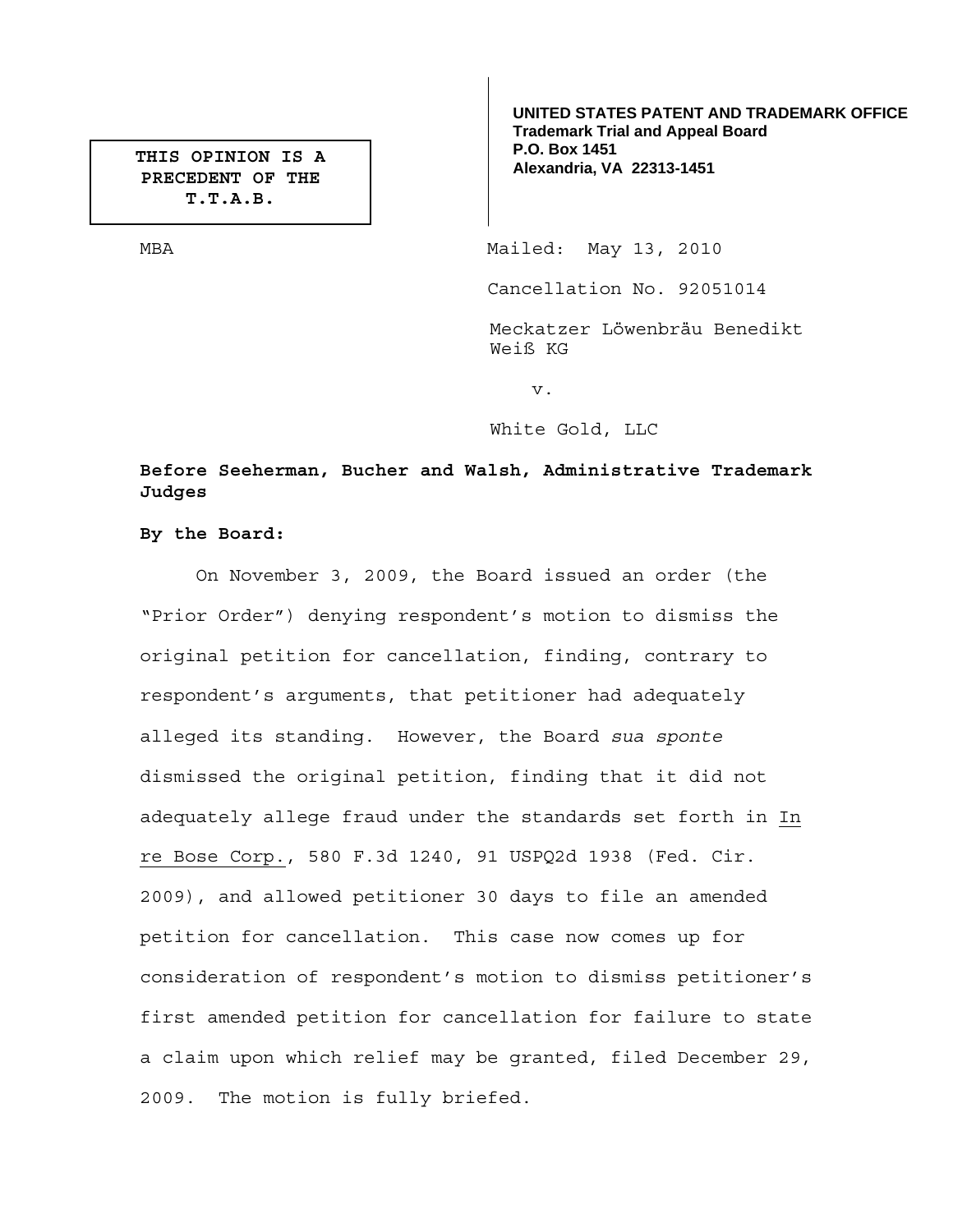**THIS OPINION IS A PRECEDENT OF THE T.T.A.B.**

**UNITED STATES PATENT AND TRADEMARK OFFICE**
**Trademark Trial and Appeal Board**
**P.O. Box 1451**
**Alexandria, VA 22313-1451**

MBA

Mailed: May 13, 2010

Cancellation No. 92051014

Meckatzer Löwenbräu Benedikt Weiß KG

v.

White Gold, LLC

**Before Seeherman, Bucher and Walsh, Administrative Trademark Judges**

**By the Board:**

On November 3, 2009, the Board issued an order (the "Prior Order") denying respondent's motion to dismiss the original petition for cancellation, finding, contrary to respondent's arguments, that petitioner had adequately alleged its standing. However, the Board *sua sponte* dismissed the original petition, finding that it did not adequately allege fraud under the standards set forth in In re Bose Corp., 580 F.3d 1240, 91 USPQ2d 1938 (Fed. Cir. 2009), and allowed petitioner 30 days to file an amended petition for cancellation. This case now comes up for consideration of respondent's motion to dismiss petitioner's first amended petition for cancellation for failure to state a claim upon which relief may be granted, filed December 29, 2009. The motion is fully briefed.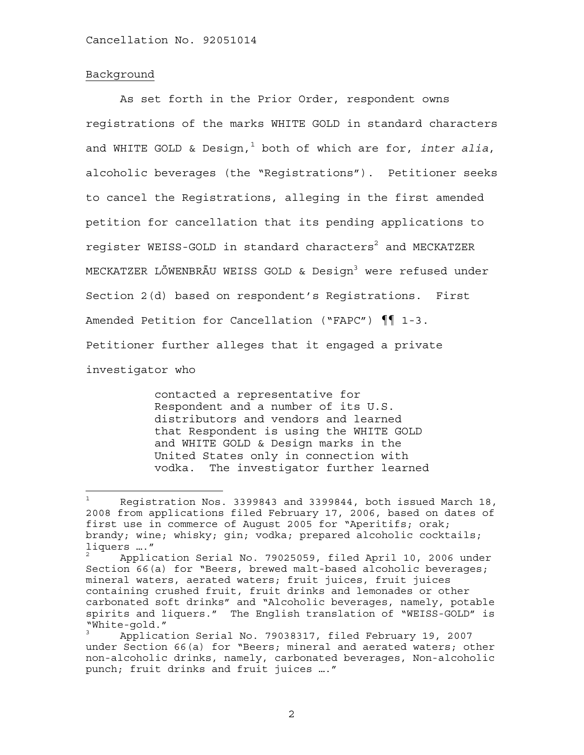Background

As set forth in the Prior Order, respondent owns registrations of the marks WHITE GOLD in standard characters and WHITE GOLD & Design,[1] both of which are for, *inter alia*, alcoholic beverages (the "Registrations"). Petitioner seeks to cancel the Registrations, alleging in the first amended petition for cancellation that its pending applications to register WEISS-GOLD in standard characters[2] and MECKATZER MECKATZER LÖWENBRÄU WEISS GOLD & Design[3] were refused under Section 2(d) based on respondent's Registrations. First Amended Petition for Cancellation ("FAPC") ¶¶ 1-3. Petitioner further alleges that it engaged a private investigator who

> contacted a representative for Respondent and a number of its U.S. distributors and vendors and learned that Respondent is using the WHITE GOLD and WHITE GOLD & Design marks in the United States only in connection with vodka. The investigator further learned

---

[1] Registration Nos. 3399843 and 3399844, both issued March 18, 2008 from applications filed February 17, 2006, based on dates of first use in commerce of August 2005 for "Aperitifs; orak; brandy; wine; whisky; gin; vodka; prepared alcoholic cocktails; liquers …."

[2] Application Serial No. 79025059, filed April 10, 2006 under Section 66(a) for "Beers, brewed malt-based alcoholic beverages; mineral waters, aerated waters; fruit juices, fruit juices containing crushed fruit, fruit drinks and lemonades or other carbonated soft drinks" and "Alcoholic beverages, namely, potable spirits and liquers." The English translation of "WEISS-GOLD" is "White-gold."

[3] Application Serial No. 79038317, filed February 19, 2007 under Section 66(a) for "Beers; mineral and aerated waters; other non-alcoholic drinks, namely, carbonated beverages, Non-alcoholic punch; fruit drinks and fruit juices …."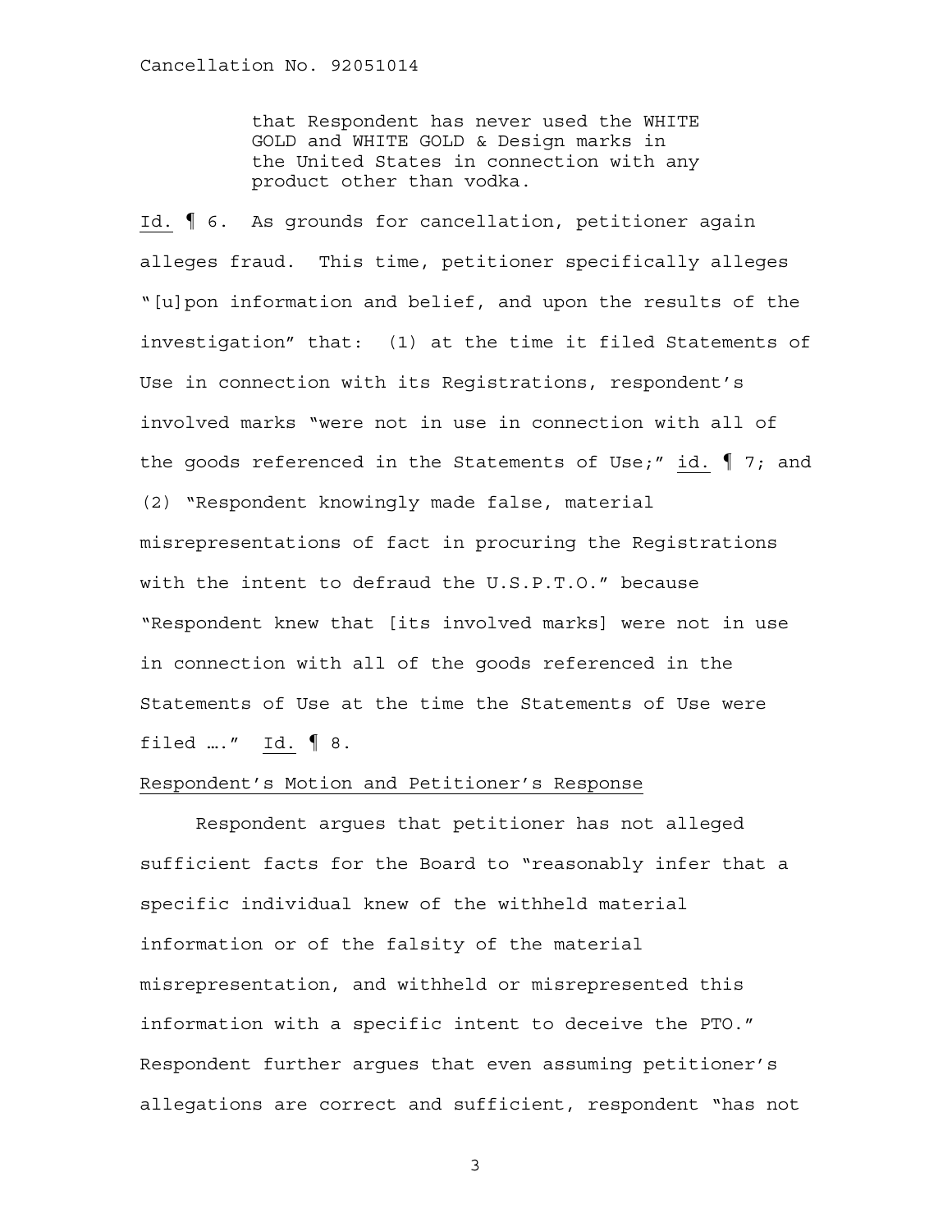> that Respondent has never used the WHITE GOLD and WHITE GOLD & Design marks in the United States in connection with any product other than vodka.

Id. ¶ 6. As grounds for cancellation, petitioner again alleges fraud. This time, petitioner specifically alleges "[u]pon information and belief, and upon the results of the investigation" that: (1) at the time it filed Statements of Use in connection with its Registrations, respondent's involved marks "were not in use in connection with all of the goods referenced in the Statements of Use;" id. ¶ 7; and (2) "Respondent knowingly made false, material misrepresentations of fact in procuring the Registrations with the intent to defraud the U.S.P.T.O." because "Respondent knew that [its involved marks] were not in use in connection with all of the goods referenced in the Statements of Use at the time the Statements of Use were filed …." Id. ¶ 8.

Respondent's Motion and Petitioner's Response

Respondent argues that petitioner has not alleged sufficient facts for the Board to "reasonably infer that a specific individual knew of the withheld material information or of the falsity of the material misrepresentation, and withheld or misrepresented this information with a specific intent to deceive the PTO." Respondent further argues that even assuming petitioner's allegations are correct and sufficient, respondent "has not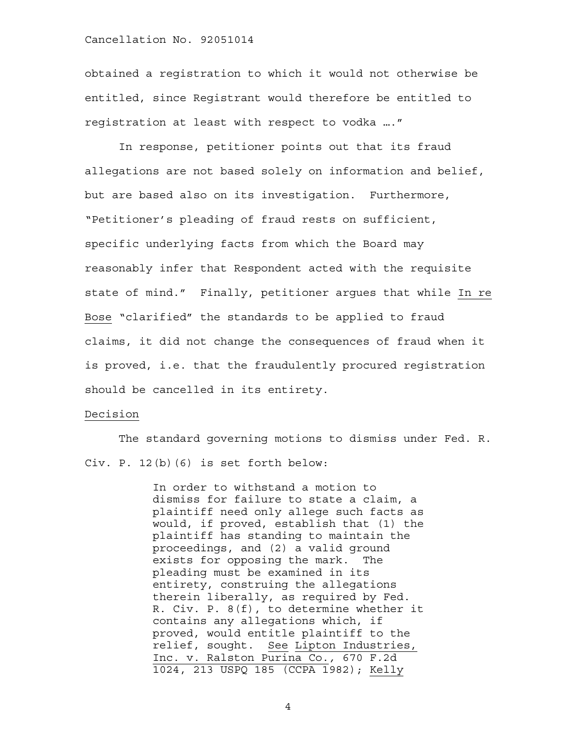obtained a registration to which it would not otherwise be entitled, since Registrant would therefore be entitled to registration at least with respect to vodka …."

In response, petitioner points out that its fraud allegations are not based solely on information and belief, but are based also on its investigation. Furthermore, "Petitioner's pleading of fraud rests on sufficient, specific underlying facts from which the Board may reasonably infer that Respondent acted with the requisite state of mind." Finally, petitioner argues that while In re Bose "clarified" the standards to be applied to fraud claims, it did not change the consequences of fraud when it is proved, i.e. that the fraudulently procured registration should be cancelled in its entirety.

Decision

The standard governing motions to dismiss under Fed. R. Civ. P. 12(b)(6) is set forth below:

> In order to withstand a motion to dismiss for failure to state a claim, a plaintiff need only allege such facts as would, if proved, establish that (1) the plaintiff has standing to maintain the proceedings, and (2) a valid ground exists for opposing the mark. The pleading must be examined in its entirety, construing the allegations therein liberally, as required by Fed. R. Civ. P. 8(f), to determine whether it contains any allegations which, if proved, would entitle plaintiff to the relief, sought. See Lipton Industries, Inc. v. Ralston Purina Co., 670 F.2d 1024, 213 USPQ 185 (CCPA 1982); Kelly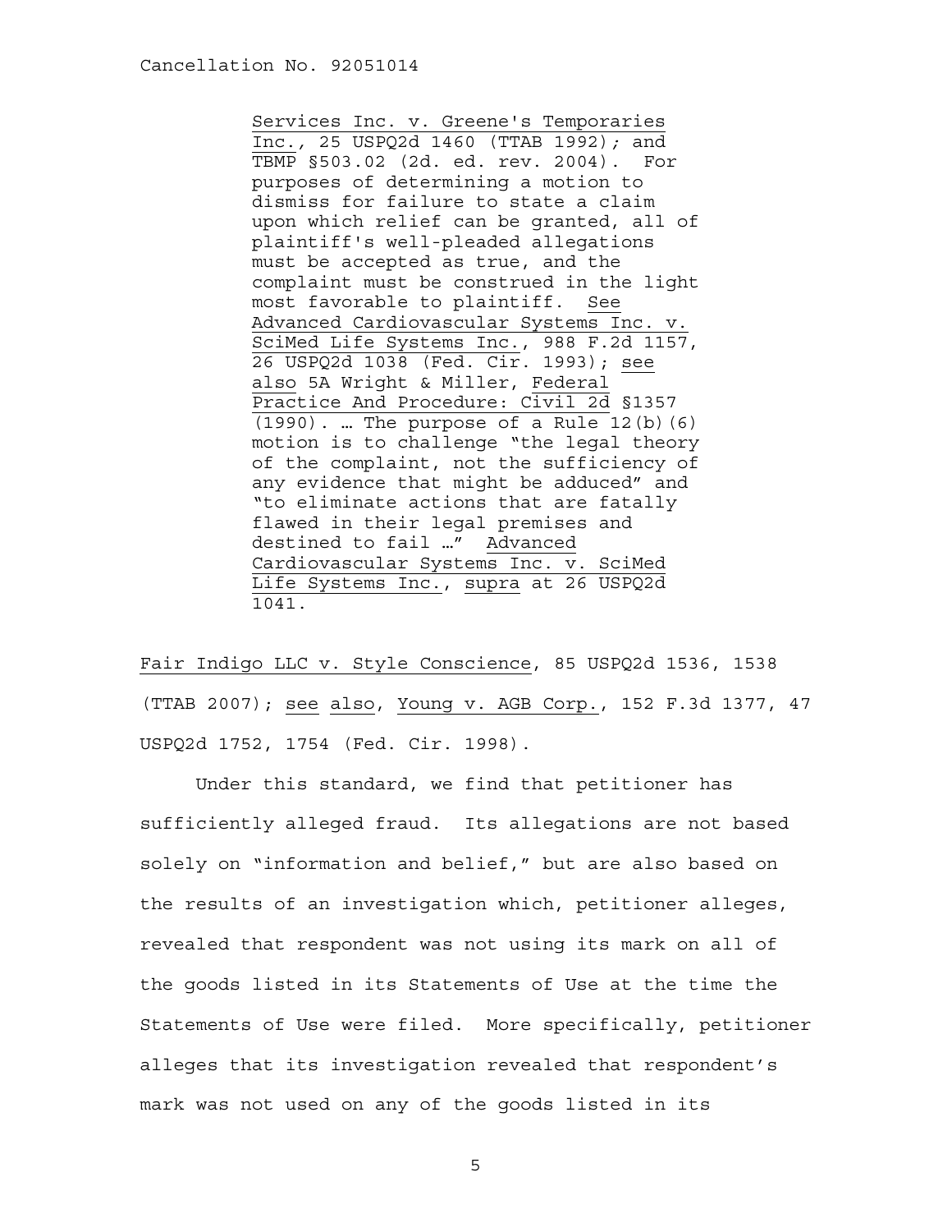> Services Inc. v. Greene's Temporaries Inc., 25 USPQ2d 1460 (TTAB 1992); and TBMP §503.02 (2d. ed. rev. 2004). For purposes of determining a motion to dismiss for failure to state a claim upon which relief can be granted, all of plaintiff's well-pleaded allegations must be accepted as true, and the complaint must be construed in the light most favorable to plaintiff. See Advanced Cardiovascular Systems Inc. v. SciMed Life Systems Inc., 988 F.2d 1157, 26 USPQ2d 1038 (Fed. Cir. 1993); see also 5A Wright & Miller, Federal Practice And Procedure: Civil 2d §1357 (1990). … The purpose of a Rule 12(b)(6) motion is to challenge "the legal theory of the complaint, not the sufficiency of any evidence that might be adduced" and "to eliminate actions that are fatally flawed in their legal premises and destined to fail …" Advanced Cardiovascular Systems Inc. v. SciMed Life Systems Inc., supra at 26 USPQ2d 1041.

Fair Indigo LLC v. Style Conscience, 85 USPQ2d 1536, 1538 (TTAB 2007); see also, Young v. AGB Corp., 152 F.3d 1377, 47 USPQ2d 1752, 1754 (Fed. Cir. 1998).

Under this standard, we find that petitioner has sufficiently alleged fraud. Its allegations are not based solely on "information and belief," but are also based on the results of an investigation which, petitioner alleges, revealed that respondent was not using its mark on all of the goods listed in its Statements of Use at the time the Statements of Use were filed. More specifically, petitioner alleges that its investigation revealed that respondent's mark was not used on any of the goods listed in its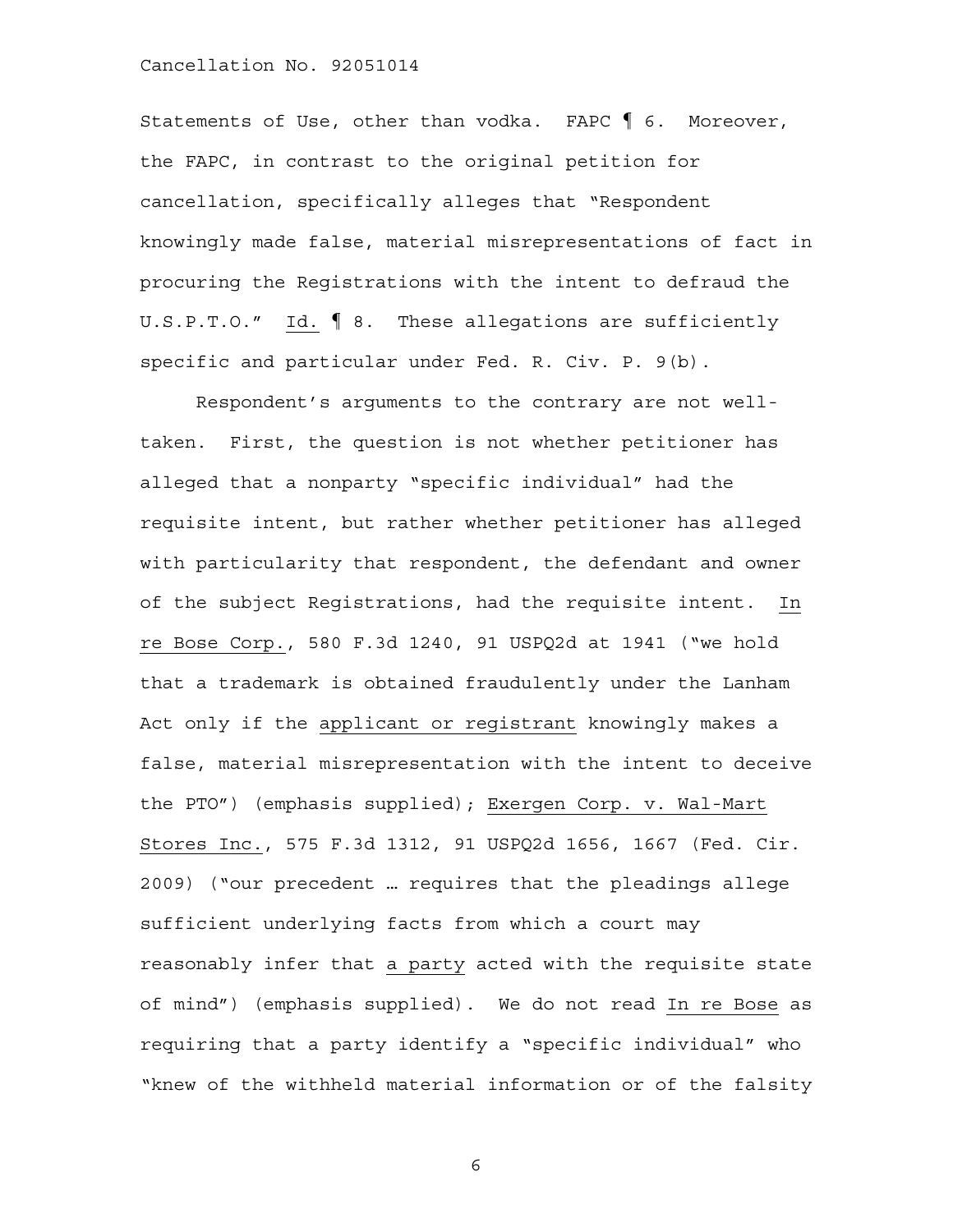Statements of Use, other than vodka. FAPC ¶ 6. Moreover, the FAPC, in contrast to the original petition for cancellation, specifically alleges that "Respondent knowingly made false, material misrepresentations of fact in procuring the Registrations with the intent to defraud the U.S.P.T.O." Id. ¶ 8. These allegations are sufficiently specific and particular under Fed. R. Civ. P. 9(b).

Respondent's arguments to the contrary are not well-taken. First, the question is not whether petitioner has alleged that a nonparty "specific individual" had the requisite intent, but rather whether petitioner has alleged with particularity that respondent, the defendant and owner of the subject Registrations, had the requisite intent. In re Bose Corp., 580 F.3d 1240, 91 USPQ2d at 1941 ("we hold that a trademark is obtained fraudulently under the Lanham Act only if the applicant or registrant knowingly makes a false, material misrepresentation with the intent to deceive the PTO") (emphasis supplied); Exergen Corp. v. Wal-Mart Stores Inc., 575 F.3d 1312, 91 USPQ2d 1656, 1667 (Fed. Cir. 2009) ("our precedent … requires that the pleadings allege sufficient underlying facts from which a court may reasonably infer that a party acted with the requisite state of mind") (emphasis supplied). We do not read In re Bose as requiring that a party identify a "specific individual" who "knew of the withheld material information or of the falsity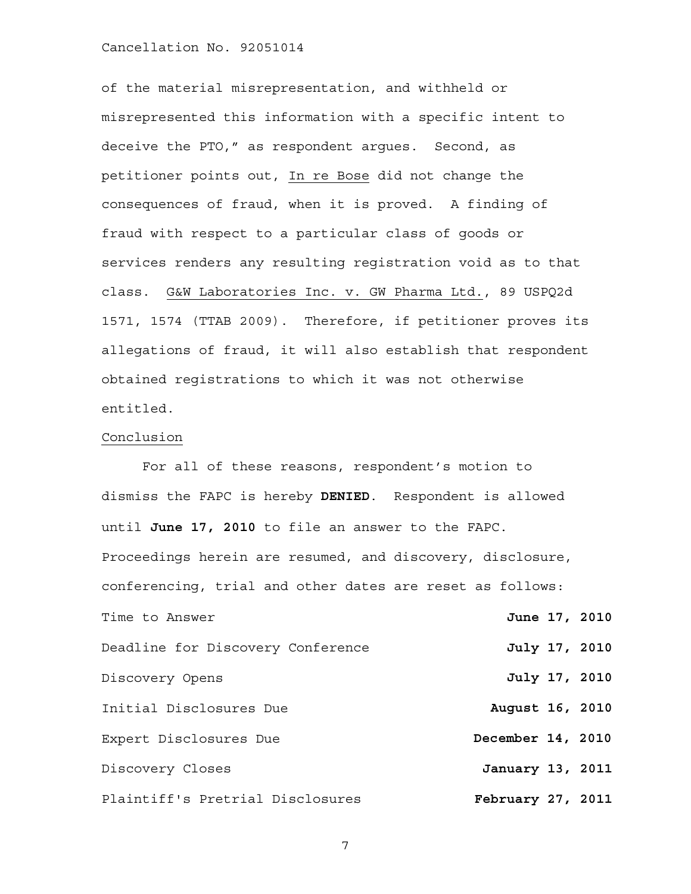of the material misrepresentation, and withheld or misrepresented this information with a specific intent to deceive the PTO," as respondent argues. Second, as petitioner points out, In re Bose did not change the consequences of fraud, when it is proved. A finding of fraud with respect to a particular class of goods or services renders any resulting registration void as to that class. G&W Laboratories Inc. v. GW Pharma Ltd., 89 USPQ2d 1571, 1574 (TTAB 2009). Therefore, if petitioner proves its allegations of fraud, it will also establish that respondent obtained registrations to which it was not otherwise entitled.

Conclusion

For all of these reasons, respondent's motion to dismiss the FAPC is hereby **DENIED**. Respondent is allowed until **June 17, 2010** to file an answer to the FAPC. Proceedings herein are resumed, and discovery, disclosure, conferencing, trial and other dates are reset as follows:

| | |
|---|---|
| Time to Answer | **June 17, 2010** |
| Deadline for Discovery Conference | **July 17, 2010** |
| Discovery Opens | **July 17, 2010** |
| Initial Disclosures Due | **August 16, 2010** |
| Expert Disclosures Due | **December 14, 2010** |
| Discovery Closes | **January 13, 2011** |
| Plaintiff's Pretrial Disclosures | **February 27, 2011** |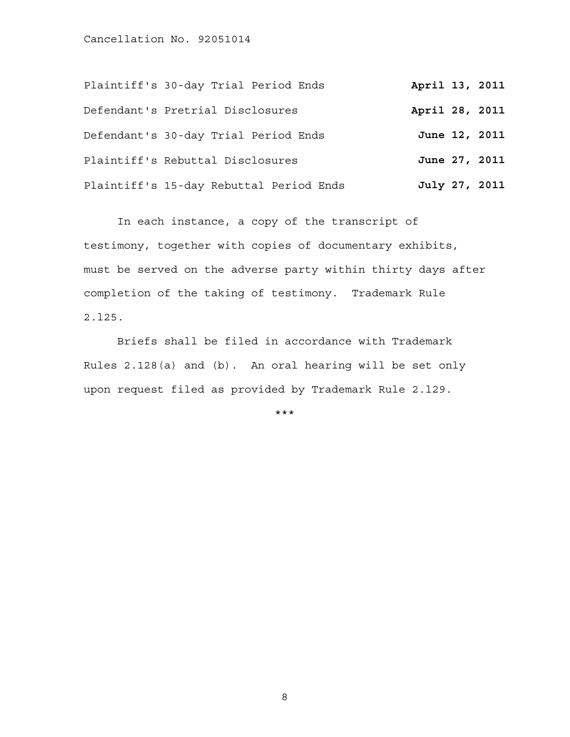| | |
|---|---|
| Plaintiff's 30-day Trial Period Ends | **April 13, 2011** |
| Defendant's Pretrial Disclosures | **April 28, 2011** |
| Defendant's 30-day Trial Period Ends | **June 12, 2011** |
| Plaintiff's Rebuttal Disclosures | **June 27, 2011** |
| Plaintiff's 15-day Rebuttal Period Ends | **July 27, 2011** |

In each instance, a copy of the transcript of testimony, together with copies of documentary exhibits, must be served on the adverse party within thirty days after completion of the taking of testimony. Trademark Rule 2.l25.

Briefs shall be filed in accordance with Trademark Rules 2.128(a) and (b). An oral hearing will be set only upon request filed as provided by Trademark Rule 2.l29.

***